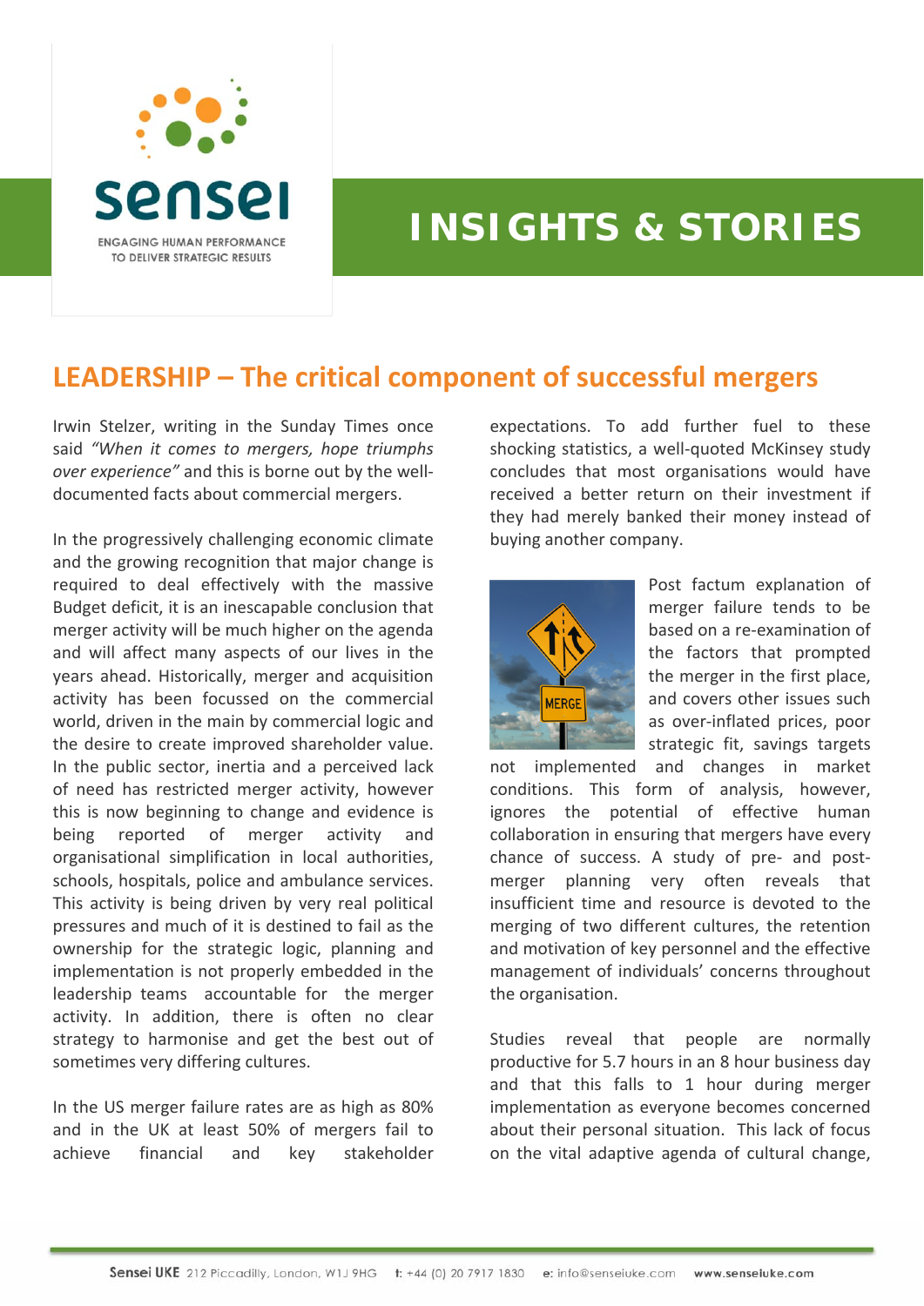# INSIGHTS & STORIES

## LEADERSHIP – The critical component of successful mergers

Irwin Stelzer, writing in the Sunday Times once said *"When it comes to mergers, hope triumphs over experience"* and this is borne out by the well-documented facts about commercial mergers.

In the progressively challenging economic climate and the growing recognition that major change is required to deal effectively with the massive Budget deficit, it is an inescapable conclusion that merger activity will be much higher on the agenda and will affect many aspects of our lives in the years ahead. Historically, merger and acquisition activity has been focussed on the commercial world, driven in the main by commercial logic and the desire to create improved shareholder value. In the public sector, inertia and a perceived lack of need has restricted merger activity, however this is now beginning to change and evidence is being reported of merger activity and organisational simplification in local authorities, schools, hospitals, police and ambulance services. This activity is being driven by very real political pressures and much of it is destined to fail as the ownership for the strategic logic, planning and implementation is not properly embedded in the leadership teams accountable for the merger activity. In addition, there is often no clear strategy to harmonise and get the best out of sometimes very differing cultures.

In the US merger failure rates are as high as 80% and in the UK at least 50% of mergers fail to achieve financial and key stakeholder expectations. To add further fuel to these shocking statistics, a well-quoted McKinsey study concludes that most organisations would have received a better return on their investment if they had merely banked their money instead of buying another company.

Post factum explanation of merger failure tends to be based on a re-examination of the factors that prompted the merger in the first place, and covers other issues such as over-inflated prices, poor strategic fit, savings targets not implemented and changes in market conditions. This form of analysis, however, ignores the potential of effective human collaboration in ensuring that mergers have every chance of success. A study of pre- and post-merger planning very often reveals that insufficient time and resource is devoted to the merging of two different cultures, the retention and motivation of key personnel and the effective management of individuals' concerns throughout the organisation.

Studies reveal that people are normally productive for 5.7 hours in an 8 hour business day and that this falls to 1 hour during merger implementation as everyone becomes concerned about their personal situation. This lack of focus on the vital adaptive agenda of cultural change,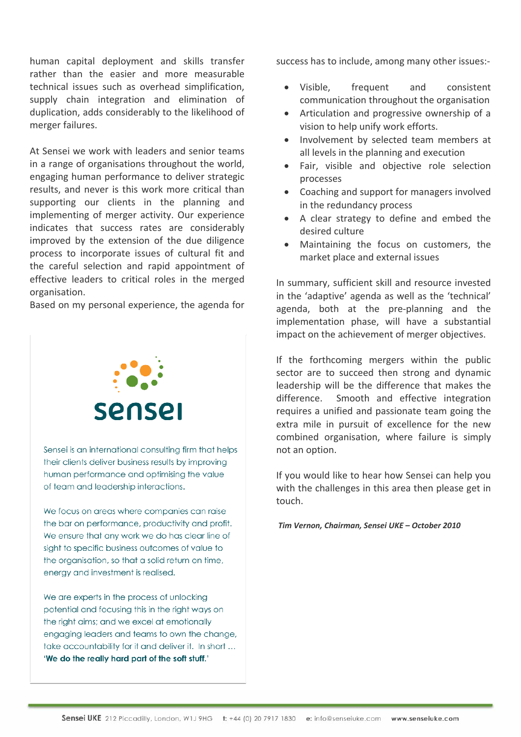human capital deployment and skills transfer rather than the easier and more measurable technical issues such as overhead simplification, supply chain integration and elimination of duplication, adds considerably to the likelihood of merger failures.

At Sensei we work with leaders and senior teams in a range of organisations throughout the world, engaging human performance to deliver strategic results, and never is this work more critical than supporting our clients in the planning and implementing of merger activity. Our experience indicates that success rates are considerably improved by the extension of the due diligence process to incorporate issues of cultural fit and the careful selection and rapid appointment of effective leaders to critical roles in the merged organisation.

Based on my personal experience, the agenda for success has to include, among many other issues:-

- Visible, frequent and consistent communication throughout the organisation
- Articulation and progressive ownership of a vision to help unify work efforts.
- Involvement by selected team members at all levels in the planning and execution
- Fair, visible and objective role selection processes
- Coaching and support for managers involved in the redundancy process
- A clear strategy to define and embed the desired culture
- Maintaining the focus on customers, the market place and external issues

In summary, sufficient skill and resource invested in the 'adaptive' agenda as well as the 'technical' agenda, both at the pre-planning and the implementation phase, will have a substantial impact on the achievement of merger objectives.

If the forthcoming mergers within the public sector are to succeed then strong and dynamic leadership will be the difference that makes the difference. Smooth and effective integration requires a unified and passionate team going the extra mile in pursuit of excellence for the new combined organisation, where failure is simply not an option.

If you would like to hear how Sensei can help you with the challenges in this area then please get in touch.

***Tim Vernon, Chairman, Sensei UKE – October 2010***

sensei

Sensei is an international consulting firm that helps their clients deliver business results by improving human performance and optimising the value of team and leadership interactions.

We focus on areas where companies can raise the bar on performance, productivity and profit. We ensure that any work we do has clear line of sight to specific business outcomes of value to the organisation, so that a solid return on time, energy and investment is realised.

We are experts in the process of unlocking potential and focusing this in the right ways on the right aims; and we excel at emotionally engaging leaders and teams to own the change, take accountability for it and deliver it. In short … **'We do the really hard part of the soft stuff.'**

**Sensei UKE** 212 Piccadilly, London, W1J 9HG **t:** +44 (0) 20 7917 1830 **e:** info@senseiuke.com **www.senseiuke.com**